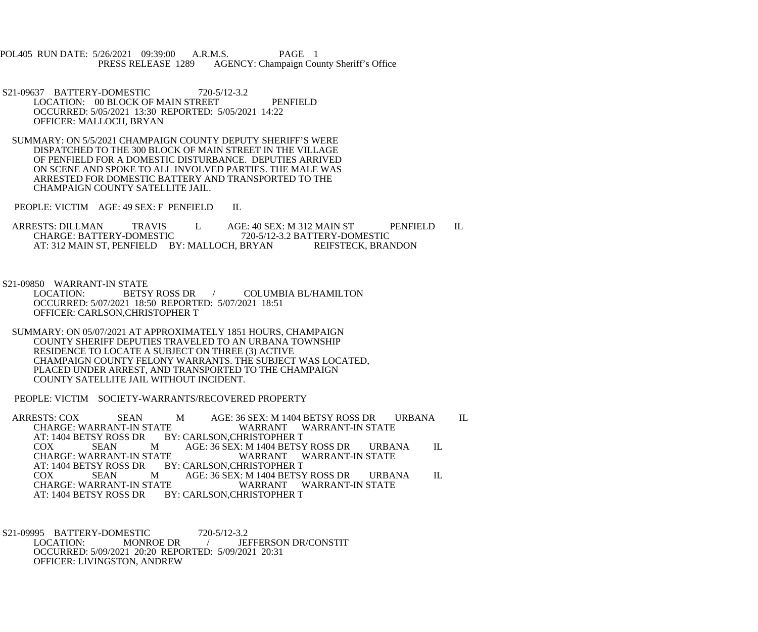POL405 RUN DATE: 5/26/2021 09:39:00 A.R.M.S. PAGE 1
PRESS RELEASE 1289 AGENCY: Champaign County Sheriff's Office

S21-09637 BATTERY-DOMESTIC 720-5/12-3.2
LOCATION: 00 BLOCK OF MAIN STREET PENFIELD
OCCURRED: 5/05/2021 13:30 REPORTED: 5/05/2021 14:22
OFFICER: MALLOCH, BRYAN

SUMMARY: ON 5/5/2021 CHAMPAIGN COUNTY DEPUTY SHERIFF'S WERE DISPATCHED TO THE 300 BLOCK OF MAIN STREET IN THE VILLAGE OF PENFIELD FOR A DOMESTIC DISTURBANCE. DEPUTIES ARRIVED ON SCENE AND SPOKE TO ALL INVOLVED PARTIES. THE MALE WAS ARRESTED FOR DOMESTIC BATTERY AND TRANSPORTED TO THE CHAMPAIGN COUNTY SATELLITE JAIL.

PEOPLE: VICTIM AGE: 49 SEX: F PENFIELD IL

ARRESTS: DILLMAN TRAVIS L AGE: 40 SEX: M 312 MAIN ST PENFIELD IL
CHARGE: BATTERY-DOMESTIC 720-5/12-3.2 BATTERY-DOMESTIC
AT: 312 MAIN ST, PENFIELD BY: MALLOCH, BRYAN REIFSTECK, BRANDON

S21-09850 WARRANT-IN STATE
LOCATION: BETSY ROSS DR / COLUMBIA BL/HAMILTON
OCCURRED: 5/07/2021 18:50 REPORTED: 5/07/2021 18:51
OFFICER: CARLSON,CHRISTOPHER T

SUMMARY: ON 05/07/2021 AT APPROXIMATELY 1851 HOURS, CHAMPAIGN COUNTY SHERIFF DEPUTIES TRAVELED TO AN URBANA TOWNSHIP RESIDENCE TO LOCATE A SUBJECT ON THREE (3) ACTIVE CHAMPAIGN COUNTY FELONY WARRANTS. THE SUBJECT WAS LOCATED, PLACED UNDER ARREST, AND TRANSPORTED TO THE CHAMPAIGN COUNTY SATELLITE JAIL WITHOUT INCIDENT.

PEOPLE: VICTIM SOCIETY-WARRANTS/RECOVERED PROPERTY

ARRESTS: COX SEAN M AGE: 36 SEX: M 1404 BETSY ROSS DR URBANA IL
CHARGE: WARRANT-IN STATE WARRANT WARRANT-IN STATE
AT: 1404 BETSY ROSS DR BY: CARLSON,CHRISTOPHER T
COX SEAN M AGE: 36 SEX: M 1404 BETSY ROSS DR URBANA IL
CHARGE: WARRANT-IN STATE WARRANT WARRANT-IN STATE
AT: 1404 BETSY ROSS DR BY: CARLSON,CHRISTOPHER T
COX SEAN M AGE: 36 SEX: M 1404 BETSY ROSS DR URBANA IL
CHARGE: WARRANT-IN STATE WARRANT WARRANT-IN STATE
AT: 1404 BETSY ROSS DR BY: CARLSON,CHRISTOPHER T

S21-09995 BATTERY-DOMESTIC 720-5/12-3.2
LOCATION: MONROE DR / JEFFERSON DR/CONSTIT
OCCURRED: 5/09/2021 20:20 REPORTED: 5/09/2021 20:31
OFFICER: LIVINGSTON, ANDREW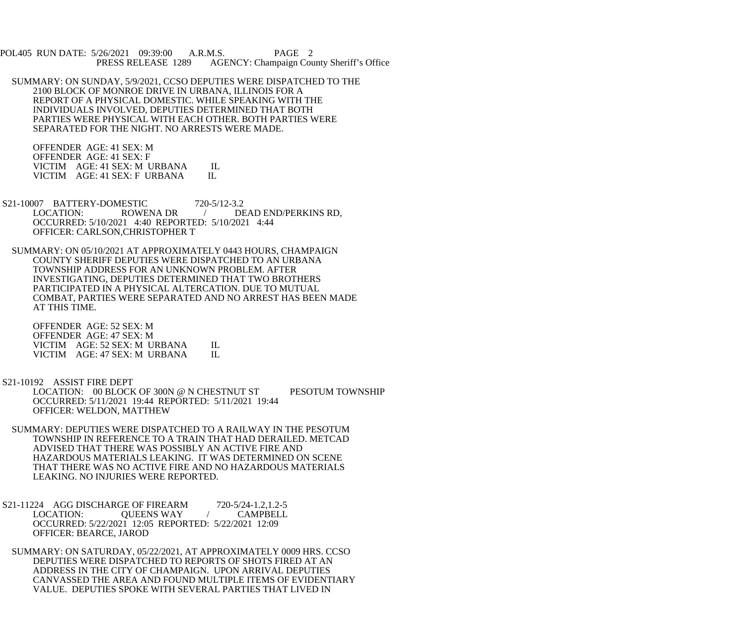SUMMARY: ON SUNDAY, 5/9/2021, CCSO DEPUTIES WERE DISPATCHED TO THE 2100 BLOCK OF MONROE DRIVE IN URBANA, ILLINOIS FOR A REPORT OF A PHYSICAL DOMESTIC. WHILE SPEAKING WITH THE INDIVIDUALS INVOLVED, DEPUTIES DETERMINED THAT BOTH PARTIES WERE PHYSICAL WITH EACH OTHER. BOTH PARTIES WERE SEPARATED FOR THE NIGHT. NO ARRESTS WERE MADE.

OFFENDER AGE: 41 SEX: M
OFFENDER AGE: 41 SEX: F
VICTIM AGE: 41 SEX: M URBANA IL
VICTIM AGE: 41 SEX: F URBANA IL

S21-10007 BATTERY-DOMESTIC 720-5/12-3.2
LOCATION: ROWENA DR / DEAD END/PERKINS RD,
OCCURRED: 5/10/2021 4:40 REPORTED: 5/10/2021 4:44
OFFICER: CARLSON,CHRISTOPHER T

SUMMARY: ON 05/10/2021 AT APPROXIMATELY 0443 HOURS, CHAMPAIGN COUNTY SHERIFF DEPUTIES WERE DISPATCHED TO AN URBANA TOWNSHIP ADDRESS FOR AN UNKNOWN PROBLEM. AFTER INVESTIGATING, DEPUTIES DETERMINED THAT TWO BROTHERS PARTICIPATED IN A PHYSICAL ALTERCATION. DUE TO MUTUAL COMBAT, PARTIES WERE SEPARATED AND NO ARREST HAS BEEN MADE AT THIS TIME.

OFFENDER AGE: 52 SEX: M
OFFENDER AGE: 47 SEX: M
VICTIM AGE: 52 SEX: M URBANA IL
VICTIM AGE: 47 SEX: M URBANA IL

S21-10192 ASSIST FIRE DEPT
LOCATION: 00 BLOCK OF 300N @ N CHESTNUT ST PESOTUM TOWNSHIP
OCCURRED: 5/11/2021 19:44 REPORTED: 5/11/2021 19:44
OFFICER: WELDON, MATTHEW

SUMMARY: DEPUTIES WERE DISPATCHED TO A RAILWAY IN THE PESOTUM TOWNSHIP IN REFERENCE TO A TRAIN THAT HAD DERAILED. METCAD ADVISED THAT THERE WAS POSSIBLY AN ACTIVE FIRE AND HAZARDOUS MATERIALS LEAKING. IT WAS DETERMINED ON SCENE THAT THERE WAS NO ACTIVE FIRE AND NO HAZARDOUS MATERIALS LEAKING. NO INJURIES WERE REPORTED.

S21-11224 AGG DISCHARGE OF FIREARM 720-5/24-1.2,1.2-5
LOCATION: QUEENS WAY / CAMPBELL
OCCURRED: 5/22/2021 12:05 REPORTED: 5/22/2021 12:09
OFFICER: BEARCE, JAROD

SUMMARY: ON SATURDAY, 05/22/2021, AT APPROXIMATELY 0009 HRS. CCSO DEPUTIES WERE DISPATCHED TO REPORTS OF SHOTS FIRED AT AN ADDRESS IN THE CITY OF CHAMPAIGN. UPON ARRIVAL DEPUTIES CANVASSED THE AREA AND FOUND MULTIPLE ITEMS OF EVIDENTIARY VALUE. DEPUTIES SPOKE WITH SEVERAL PARTIES THAT LIVED IN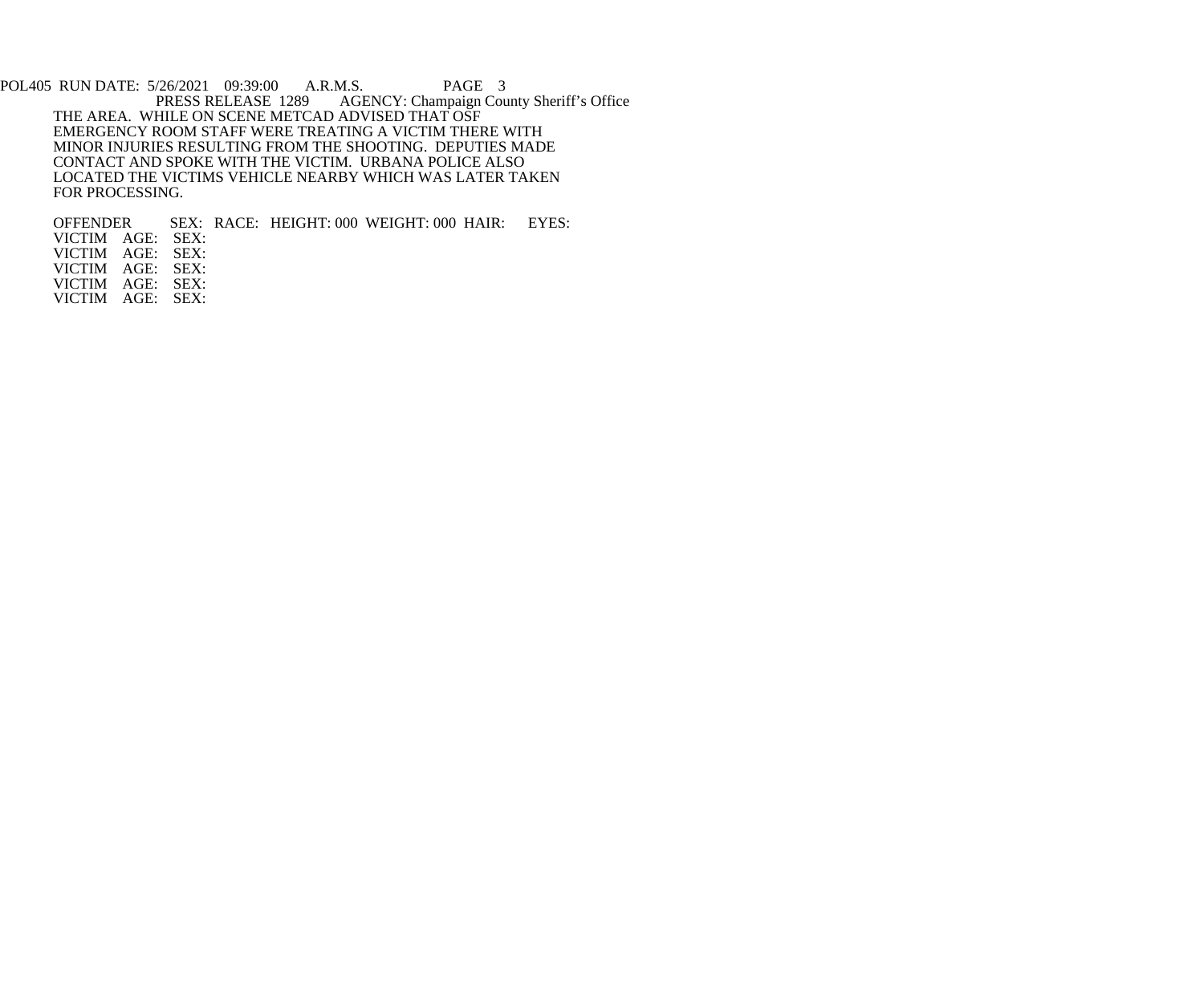THE AREA. WHILE ON SCENE METCAD ADVISED THAT OSF EMERGENCY ROOM STAFF WERE TREATING A VICTIM THERE WITH MINOR INJURIES RESULTING FROM THE SHOOTING. DEPUTIES MADE CONTACT AND SPOKE WITH THE VICTIM. URBANA POLICE ALSO LOCATED THE VICTIMS VEHICLE NEARBY WHICH WAS LATER TAKEN FOR PROCESSING.

OFFENDER SEX: RACE: HEIGHT: 000 WEIGHT: 000 HAIR: EYES:
VICTIM AGE: SEX:
VICTIM AGE: SEX:
VICTIM AGE: SEX:
VICTIM AGE: SEX:
VICTIM AGE: SEX: